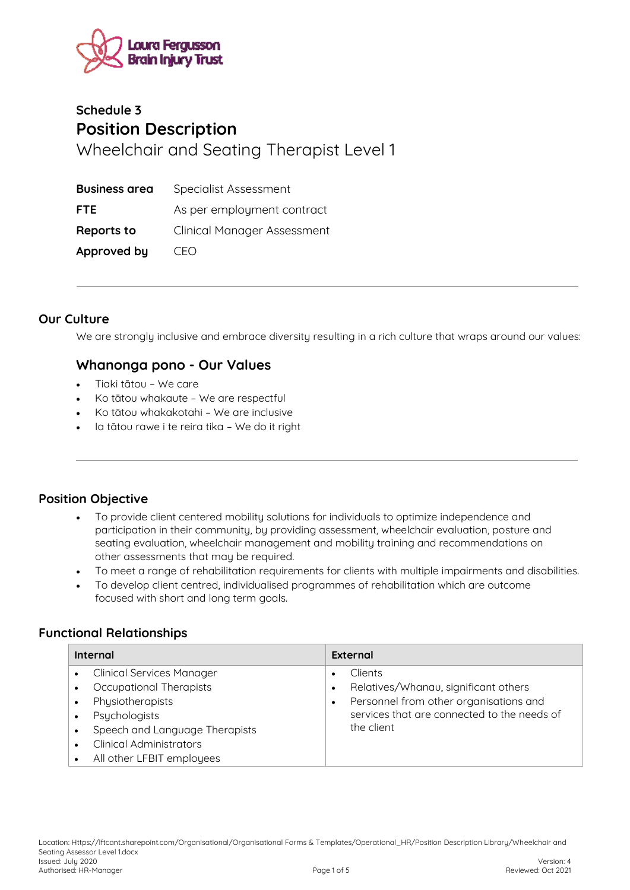Laura Fergusson Brain Injury Trust

Schedule 3

# Position Description

Wheelchair and Seating Therapist Level 1

| | |
|---|---|
| **Business area** | Specialist Assessment |
| **FTE** | As per employment contract |
| **Reports to** | Clinical Manager Assessment |
| **Approved by** | CEO |

---

## Our Culture

We are strongly inclusive and embrace diversity resulting in a rich culture that wraps around our values:

### Whanonga pono - Our Values

- Tiaki tātou – We care
- Ko tātou whakaute – We are respectful
- Ko tātou whakakotahi – We are inclusive
- Ia tātou rawe i te reira tika – We do it right

---

## Position Objective

- To provide client centered mobility solutions for individuals to optimize independence and participation in their community, by providing assessment, wheelchair evaluation, posture and seating evaluation, wheelchair management and mobility training and recommendations on other assessments that may be required.
- To meet a range of rehabilitation requirements for clients with multiple impairments and disabilities.
- To develop client centred, individualised programmes of rehabilitation which are outcome focused with short and long term goals.

## Functional Relationships

| Internal | External |
|---|---|
| • Clinical Services Manager<br>• Occupational Therapists<br>• Physiotherapists<br>• Psychologists<br>• Speech and Language Therapists<br>• Clinical Administrators<br>• All other LFBIT employees | • Clients<br>• Relatives/Whanau, significant others<br>• Personnel from other organisations and services that are connected to the needs of the client |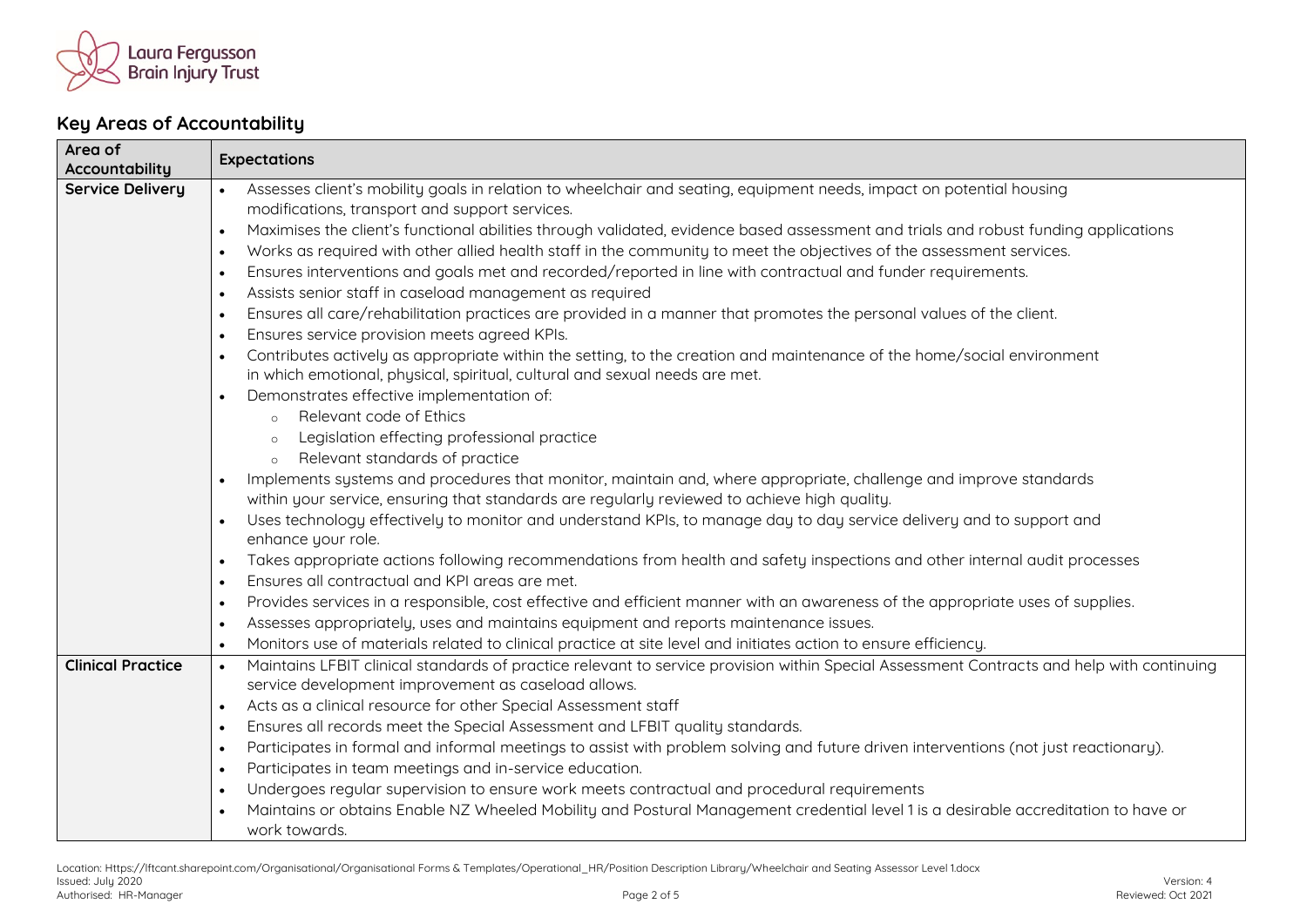## Key Areas of Accountability

| Area of Accountability | Expectations |
|---|---|
| **Service Delivery** | • Assesses client's mobility goals in relation to wheelchair and seating, equipment needs, impact on potential housing modifications, transport and support services.<br>• Maximises the client's functional abilities through validated, evidence based assessment and trials and robust funding applications<br>• Works as required with other allied health staff in the community to meet the objectives of the assessment services.<br>• Ensures interventions and goals met and recorded/reported in line with contractual and funder requirements.<br>• Assists senior staff in caseload management as required<br>• Ensures all care/rehabilitation practices are provided in a manner that promotes the personal values of the client.<br>• Ensures service provision meets agreed KPIs.<br>• Contributes actively as appropriate within the setting, to the creation and maintenance of the home/social environment in which emotional, physical, spiritual, cultural and sexual needs are met.<br>• Demonstrates effective implementation of:<br>&nbsp;&nbsp;&nbsp;&nbsp;○ Relevant code of Ethics<br>&nbsp;&nbsp;&nbsp;&nbsp;○ Legislation effecting professional practice<br>&nbsp;&nbsp;&nbsp;&nbsp;○ Relevant standards of practice<br>• Implements systems and procedures that monitor, maintain and, where appropriate, challenge and improve standards within your service, ensuring that standards are regularly reviewed to achieve high quality.<br>• Uses technology effectively to monitor and understand KPIs, to manage day to day service delivery and to support and enhance your role.<br>• Takes appropriate actions following recommendations from health and safety inspections and other internal audit processes<br>• Ensures all contractual and KPI areas are met.<br>• Provides services in a responsible, cost effective and efficient manner with an awareness of the appropriate uses of supplies.<br>• Assesses appropriately, uses and maintains equipment and reports maintenance issues.<br>• Monitors use of materials related to clinical practice at site level and initiates action to ensure efficiency. |
| **Clinical Practice** | • Maintains LFBIT clinical standards of practice relevant to service provision within Special Assessment Contracts and help with continuing service development improvement as caseload allows.<br>• Acts as a clinical resource for other Special Assessment staff<br>• Ensures all records meet the Special Assessment and LFBIT quality standards.<br>• Participates in formal and informal meetings to assist with problem solving and future driven interventions (not just reactionary).<br>• Participates in team meetings and in-service education.<br>• Undergoes regular supervision to ensure work meets contractual and procedural requirements<br>• Maintains or obtains Enable NZ Wheeled Mobility and Postural Management credential level 1 is a desirable accreditation to have or work towards. |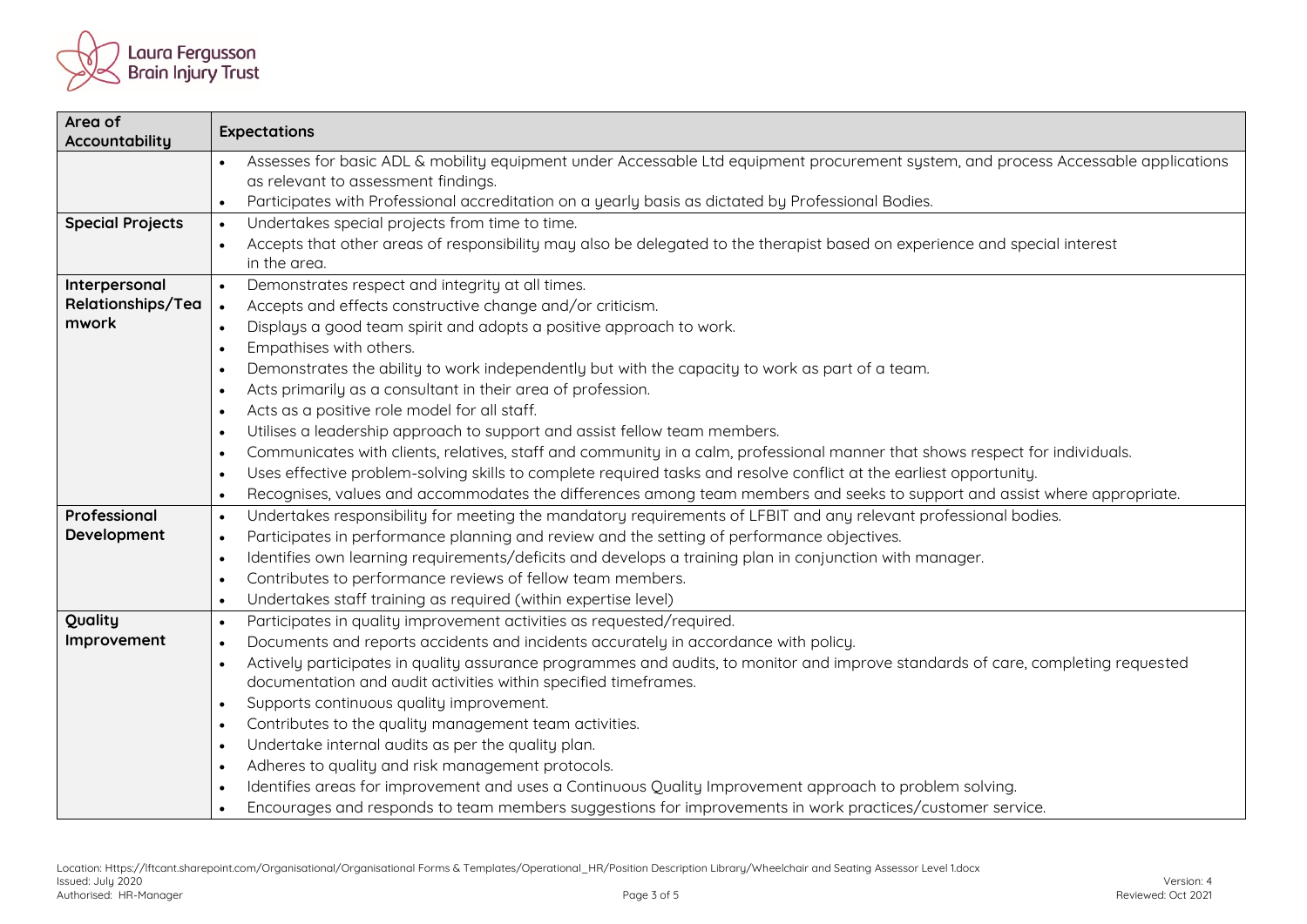| Area of Accountability | Expectations |
| --- | --- |
| | • Assesses for basic ADL & mobility equipment under Accessable Ltd equipment procurement system, and process Accessable applications as relevant to assessment findings.<br>• Participates with Professional accreditation on a yearly basis as dictated by Professional Bodies. |
| **Special Projects** | • Undertakes special projects from time to time.<br>• Accepts that other areas of responsibility may also be delegated to the therapist based on experience and special interest in the area. |
| **Interpersonal Relationships/Teamwork** | • Demonstrates respect and integrity at all times.<br>• Accepts and effects constructive change and/or criticism.<br>• Displays a good team spirit and adopts a positive approach to work.<br>• Empathises with others.<br>• Demonstrates the ability to work independently but with the capacity to work as part of a team.<br>• Acts primarily as a consultant in their area of profession.<br>• Acts as a positive role model for all staff.<br>• Utilises a leadership approach to support and assist fellow team members.<br>• Communicates with clients, relatives, staff and community in a calm, professional manner that shows respect for individuals.<br>• Uses effective problem-solving skills to complete required tasks and resolve conflict at the earliest opportunity.<br>• Recognises, values and accommodates the differences among team members and seeks to support and assist where appropriate. |
| **Professional Development** | • Undertakes responsibility for meeting the mandatory requirements of LFBIT and any relevant professional bodies.<br>• Participates in performance planning and review and the setting of performance objectives.<br>• Identifies own learning requirements/deficits and develops a training plan in conjunction with manager.<br>• Contributes to performance reviews of fellow team members.<br>• Undertakes staff training as required (within expertise level) |
| **Quality Improvement** | • Participates in quality improvement activities as requested/required.<br>• Documents and reports accidents and incidents accurately in accordance with policy.<br>• Actively participates in quality assurance programmes and audits, to monitor and improve standards of care, completing requested documentation and audit activities within specified timeframes.<br>• Supports continuous quality improvement.<br>• Contributes to the quality management team activities.<br>• Undertake internal audits as per the quality plan.<br>• Adheres to quality and risk management protocols.<br>• Identifies areas for improvement and uses a Continuous Quality Improvement approach to problem solving.<br>• Encourages and responds to team members suggestions for improvements in work practices/customer service. |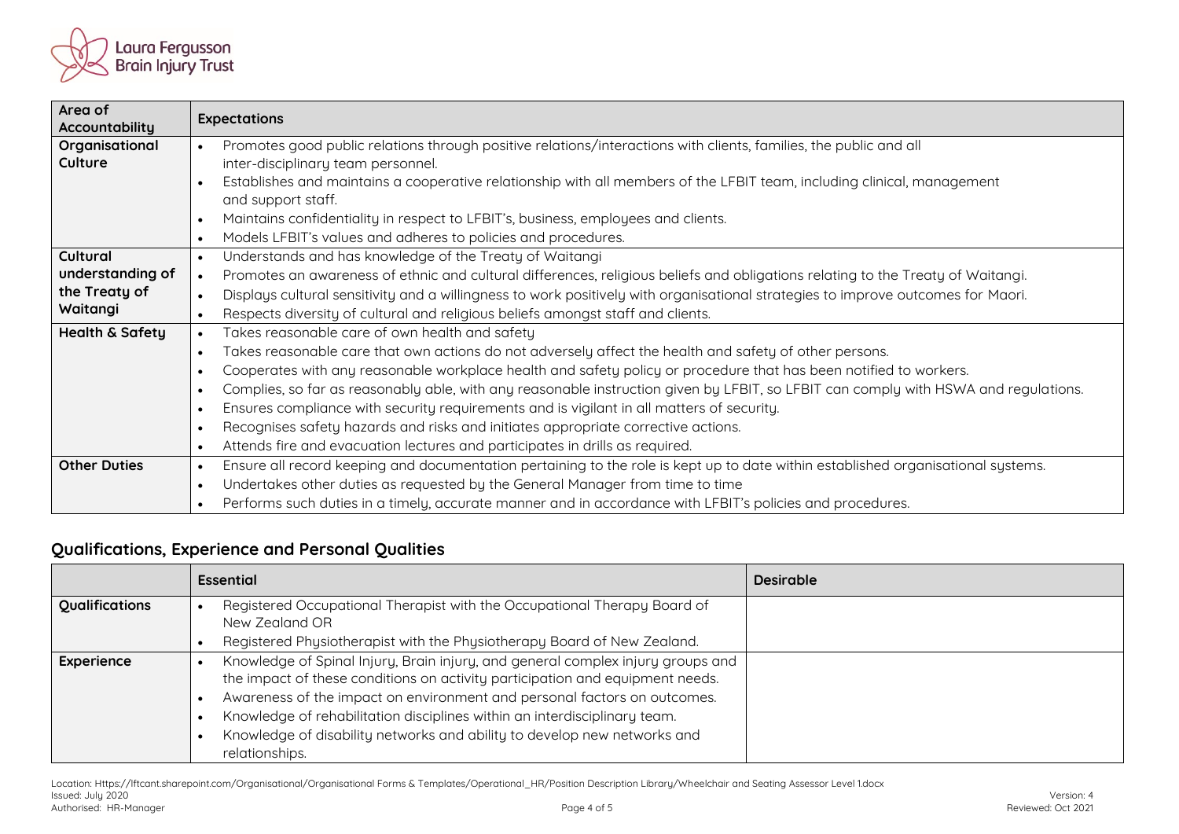| Area of Accountability | Expectations |
|---|---|
| Organisational Culture | • Promotes good public relations through positive relations/interactions with clients, families, the public and all inter-disciplinary team personnel.<br>• Establishes and maintains a cooperative relationship with all members of the LFBIT team, including clinical, management and support staff.<br>• Maintains confidentiality in respect to LFBIT's, business, employees and clients.<br>• Models LFBIT's values and adheres to policies and procedures. |
| Cultural understanding of the Treaty of Waitangi | • Understands and has knowledge of the Treaty of Waitangi<br>• Promotes an awareness of ethnic and cultural differences, religious beliefs and obligations relating to the Treaty of Waitangi.<br>• Displays cultural sensitivity and a willingness to work positively with organisational strategies to improve outcomes for Maori.<br>• Respects diversity of cultural and religious beliefs amongst staff and clients. |
| Health & Safety | • Takes reasonable care of own health and safety<br>• Takes reasonable care that own actions do not adversely affect the health and safety of other persons.<br>• Cooperates with any reasonable workplace health and safety policy or procedure that has been notified to workers.<br>• Complies, so far as reasonably able, with any reasonable instruction given by LFBIT, so LFBIT can comply with HSWA and regulations.<br>• Ensures compliance with security requirements and is vigilant in all matters of security.<br>• Recognises safety hazards and risks and initiates appropriate corrective actions.<br>• Attends fire and evacuation lectures and participates in drills as required. |
| Other Duties | • Ensure all record keeping and documentation pertaining to the role is kept up to date within established organisational systems.<br>• Undertakes other duties as requested by the General Manager from time to time<br>• Performs such duties in a timely, accurate manner and in accordance with LFBIT's policies and procedures. |

## Qualifications, Experience and Personal Qualities

| | Essential | Desirable |
|---|---|---|
| Qualifications | • Registered Occupational Therapist with the Occupational Therapy Board of New Zealand OR<br>• Registered Physiotherapist with the Physiotherapy Board of New Zealand. | |
| Experience | • Knowledge of Spinal Injury, Brain injury, and general complex injury groups and the impact of these conditions on activity participation and equipment needs.<br>• Awareness of the impact on environment and personal factors on outcomes.<br>• Knowledge of rehabilitation disciplines within an interdisciplinary team.<br>• Knowledge of disability networks and ability to develop new networks and relationships. | |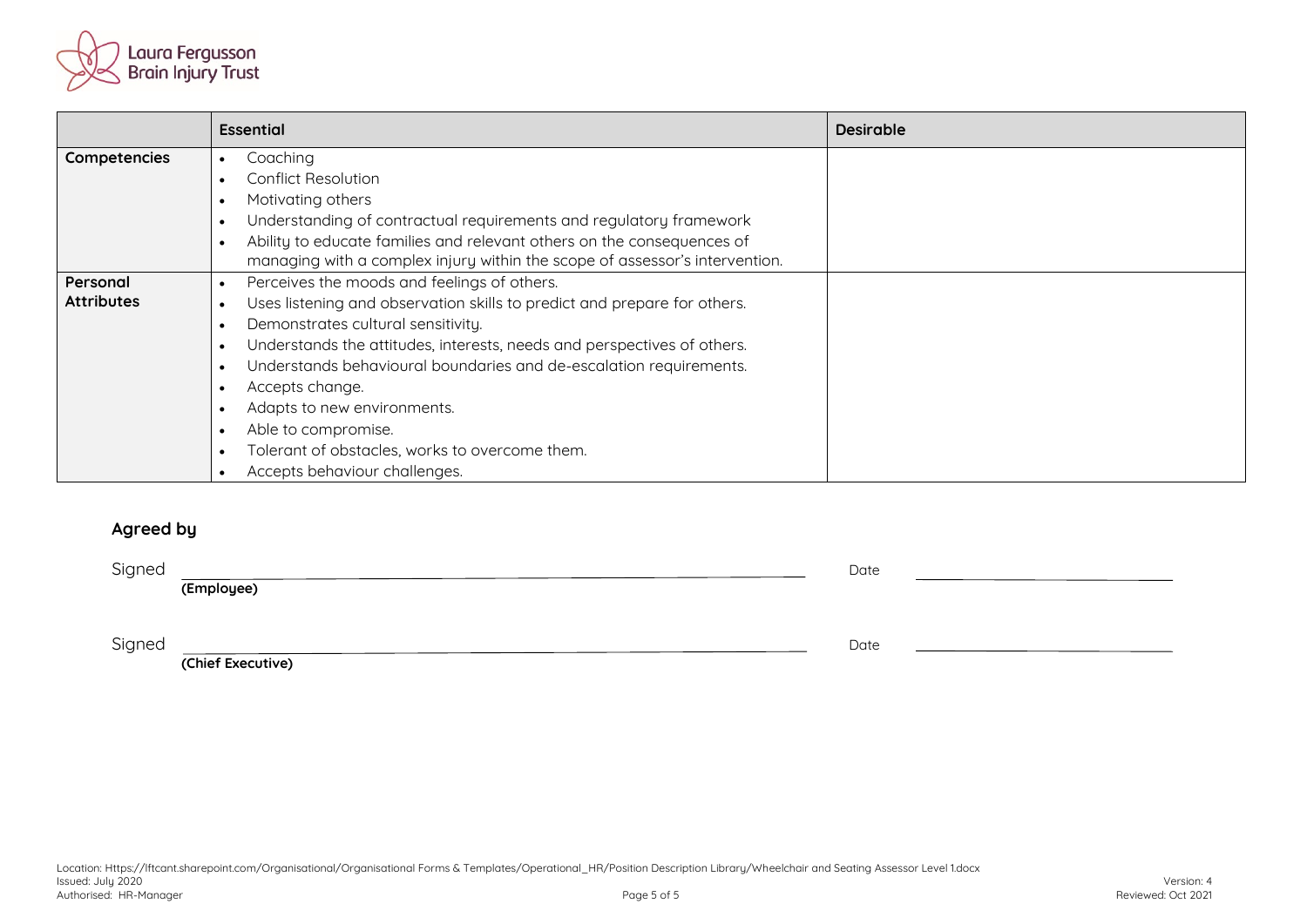| | Essential | Desirable |
|---|---|---|
| **Competencies** | • Coaching<br>• Conflict Resolution<br>• Motivating others<br>• Understanding of contractual requirements and regulatory framework<br>• Ability to educate families and relevant others on the consequences of managing with a complex injury within the scope of assessor's intervention. | |
| **Personal Attributes** | • Perceives the moods and feelings of others.<br>• Uses listening and observation skills to predict and prepare for others.<br>• Demonstrates cultural sensitivity.<br>• Understands the attitudes, interests, needs and perspectives of others.<br>• Understands behavioural boundaries and de-escalation requirements.<br>• Accepts change.<br>• Adapts to new environments.<br>• Able to compromise.<br>• Tolerant of obstacles, works to overcome them.<br>• Accepts behaviour challenges. | |

## Agreed by

Signed ________________________________________ Date ____________________
**(Employee)**

Signed ________________________________________ Date ____________________
**(Chief Executive)**

Location: Https://lftcant.sharepoint.com/Organisational/Organisational Forms & Templates/Operational_HR/Position Description Library/Wheelchair and Seating Assessor Level 1.docx
Issued: July 2020 Version: 4
Authorised: HR-Manager Reviewed: Oct 2021